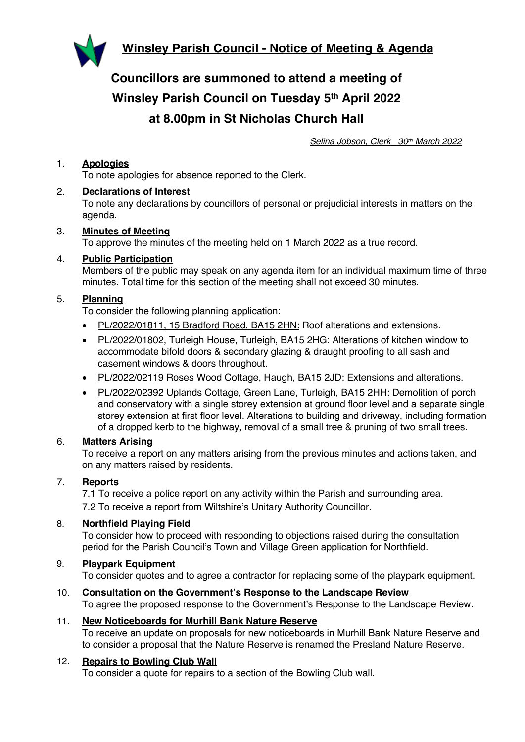# Winsley Parish Council - Notice of Meeting & Agenda

## Councillors are summoned to attend a meeting of Winsley Parish Council on Tuesday 5th April 2022 at 8.00pm in St Nicholas Church Hall

*Selina Jobson, Clerk 30th March 2022*

1. **Apologies**
   To note apologies for absence reported to the Clerk.

2. **Declarations of Interest**
   To note any declarations by councillors of personal or prejudicial interests in matters on the agenda.

3. **Minutes of Meeting**
   To approve the minutes of the meeting held on 1 March 2022 as a true record.

4. **Public Participation**
   Members of the public may speak on any agenda item for an individual maximum time of three minutes. Total time for this section of the meeting shall not exceed 30 minutes.

5. **Planning**
   To consider the following planning application:
   - PL/2022/01811, 15 Bradford Road, BA15 2HN: Roof alterations and extensions.
   - PL/2022/01802, Turleigh House, Turleigh, BA15 2HG: Alterations of kitchen window to accommodate bifold doors & secondary glazing & draught proofing to all sash and casement windows & doors throughout.
   - PL/2022/02119 Roses Wood Cottage, Haugh, BA15 2JD: Extensions and alterations.
   - PL/2022/02392 Uplands Cottage, Green Lane, Turleigh, BA15 2HH: Demolition of porch and conservatory with a single storey extension at ground floor level and a separate single storey extension at first floor level. Alterations to building and driveway, including formation of a dropped kerb to the highway, removal of a small tree & pruning of two small trees.

6. **Matters Arising**
   To receive a report on any matters arising from the previous minutes and actions taken, and on any matters raised by residents.

7. **Reports**
   7.1 To receive a police report on any activity within the Parish and surrounding area.
   7.2 To receive a report from Wiltshire's Unitary Authority Councillor.

8. **Northfield Playing Field**
   To consider how to proceed with responding to objections raised during the consultation period for the Parish Council's Town and Village Green application for Northfield.

9. **Playpark Equipment**
   To consider quotes and to agree a contractor for replacing some of the playpark equipment.

10. **Consultation on the Government's Response to the Landscape Review**
    To agree the proposed response to the Government's Response to the Landscape Review.

11. **New Noticeboards for Murhill Bank Nature Reserve**
    To receive an update on proposals for new noticeboards in Murhill Bank Nature Reserve and to consider a proposal that the Nature Reserve is renamed the Presland Nature Reserve.

12. **Repairs to Bowling Club Wall**
    To consider a quote for repairs to a section of the Bowling Club wall.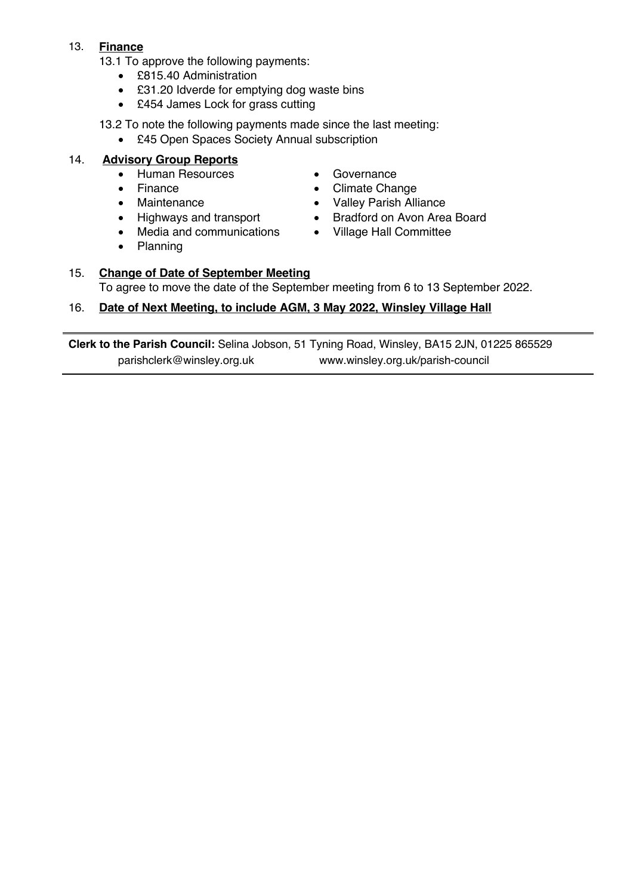13. **Finance**

13.1 To approve the following payments:

- £815.40 Administration
- £31.20 Idverde for emptying dog waste bins
- £454 James Lock for grass cutting

13.2 To note the following payments made since the last meeting:

- £45 Open Spaces Society Annual subscription

14. **Advisory Group Reports**

- Human Resources
- Finance
- Maintenance
- Highways and transport
- Media and communications
- Planning
- Governance
- Climate Change
- Valley Parish Alliance
- Bradford on Avon Area Board
- Village Hall Committee

15. **Change of Date of September Meeting**

To agree to move the date of the September meeting from 6 to 13 September 2022.

16. **Date of Next Meeting, to include AGM, 3 May 2022, Winsley Village Hall**

---

**Clerk to the Parish Council:** Selina Jobson, 51 Tyning Road, Winsley, BA15 2JN, 01225 865529
parishclerk@winsley.org.uk www.winsley.org.uk/parish-council